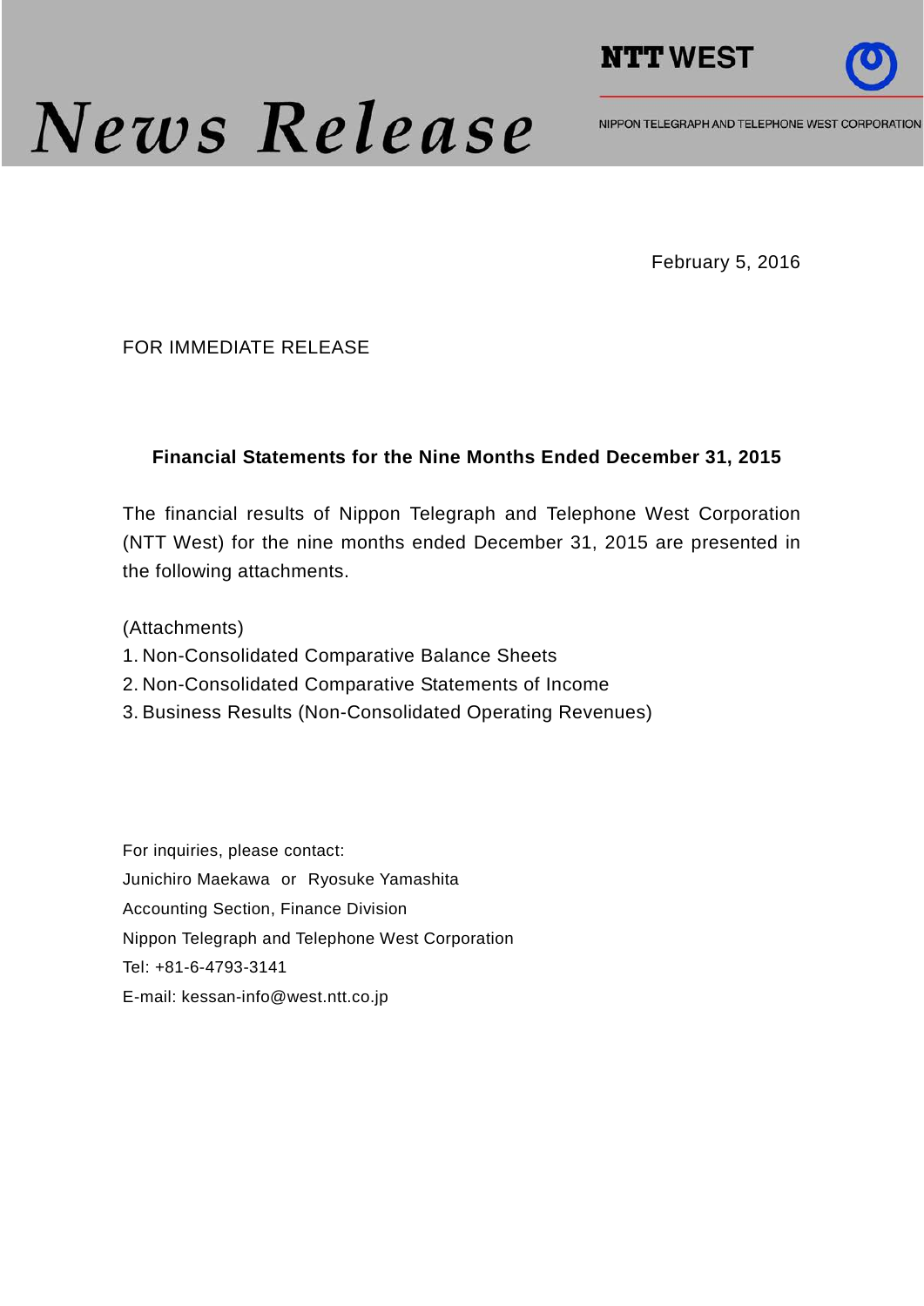# News Release

**NTT WEST**

NIPPON TELEGRAPH AND TELEPHONE WEST CORPORATION

February 5, 2016

FOR IMMEDIATE RELEASE

**Financial Statements for the Nine Months Ended December 31, 2015**

The financial results of Nippon Telegraph and Telephone West Corporation (NTT West) for the nine months ended December 31, 2015 are presented in the following attachments.

(Attachments)

1. Non-Consolidated Comparative Balance Sheets
2. Non-Consolidated Comparative Statements of Income
3. Business Results (Non-Consolidated Operating Revenues)

For inquiries, please contact:
Junichiro Maekawa or Ryosuke Yamashita
Accounting Section, Finance Division
Nippon Telegraph and Telephone West Corporation
Tel: +81-6-4793-3141
E-mail: kessan-info@west.ntt.co.jp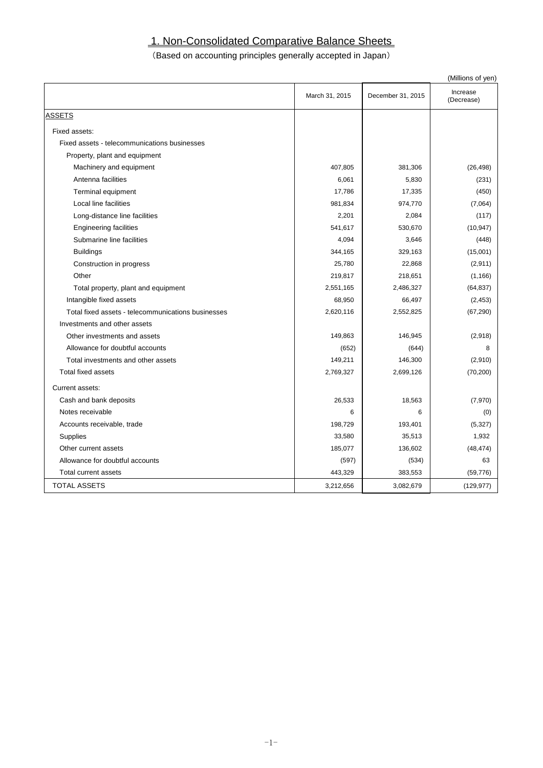# 1. Non-Consolidated Comparative Balance Sheets

（Based on accounting principles generally accepted in Japan）

(Millions of yen)

| | March 31, 2015 | December 31, 2015 | Increase (Decrease) |
|---|---|---|---|
| ASSETS | | | |
| Fixed assets: | | | |
| Fixed assets - telecommunications businesses | | | |
| Property, plant and equipment | | | |
| Machinery and equipment | 407,805 | 381,306 | (26,498) |
| Antenna facilities | 6,061 | 5,830 | (231) |
| Terminal equipment | 17,786 | 17,335 | (450) |
| Local line facilities | 981,834 | 974,770 | (7,064) |
| Long-distance line facilities | 2,201 | 2,084 | (117) |
| Engineering facilities | 541,617 | 530,670 | (10,947) |
| Submarine line facilities | 4,094 | 3,646 | (448) |
| Buildings | 344,165 | 329,163 | (15,001) |
| Construction in progress | 25,780 | 22,868 | (2,911) |
| Other | 219,817 | 218,651 | (1,166) |
| Total property, plant and equipment | 2,551,165 | 2,486,327 | (64,837) |
| Intangible fixed assets | 68,950 | 66,497 | (2,453) |
| Total fixed assets - telecommunications businesses | 2,620,116 | 2,552,825 | (67,290) |
| Investments and other assets | | | |
| Other investments and assets | 149,863 | 146,945 | (2,918) |
| Allowance for doubtful accounts | (652) | (644) | 8 |
| Total investments and other assets | 149,211 | 146,300 | (2,910) |
| Total fixed assets | 2,769,327 | 2,699,126 | (70,200) |
| Current assets: | | | |
| Cash and bank deposits | 26,533 | 18,563 | (7,970) |
| Notes receivable | 6 | 6 | (0) |
| Accounts receivable, trade | 198,729 | 193,401 | (5,327) |
| Supplies | 33,580 | 35,513 | 1,932 |
| Other current assets | 185,077 | 136,602 | (48,474) |
| Allowance for doubtful accounts | (597) | (534) | 63 |
| Total current assets | 443,329 | 383,553 | (59,776) |
| TOTAL ASSETS | 3,212,656 | 3,082,679 | (129,977) |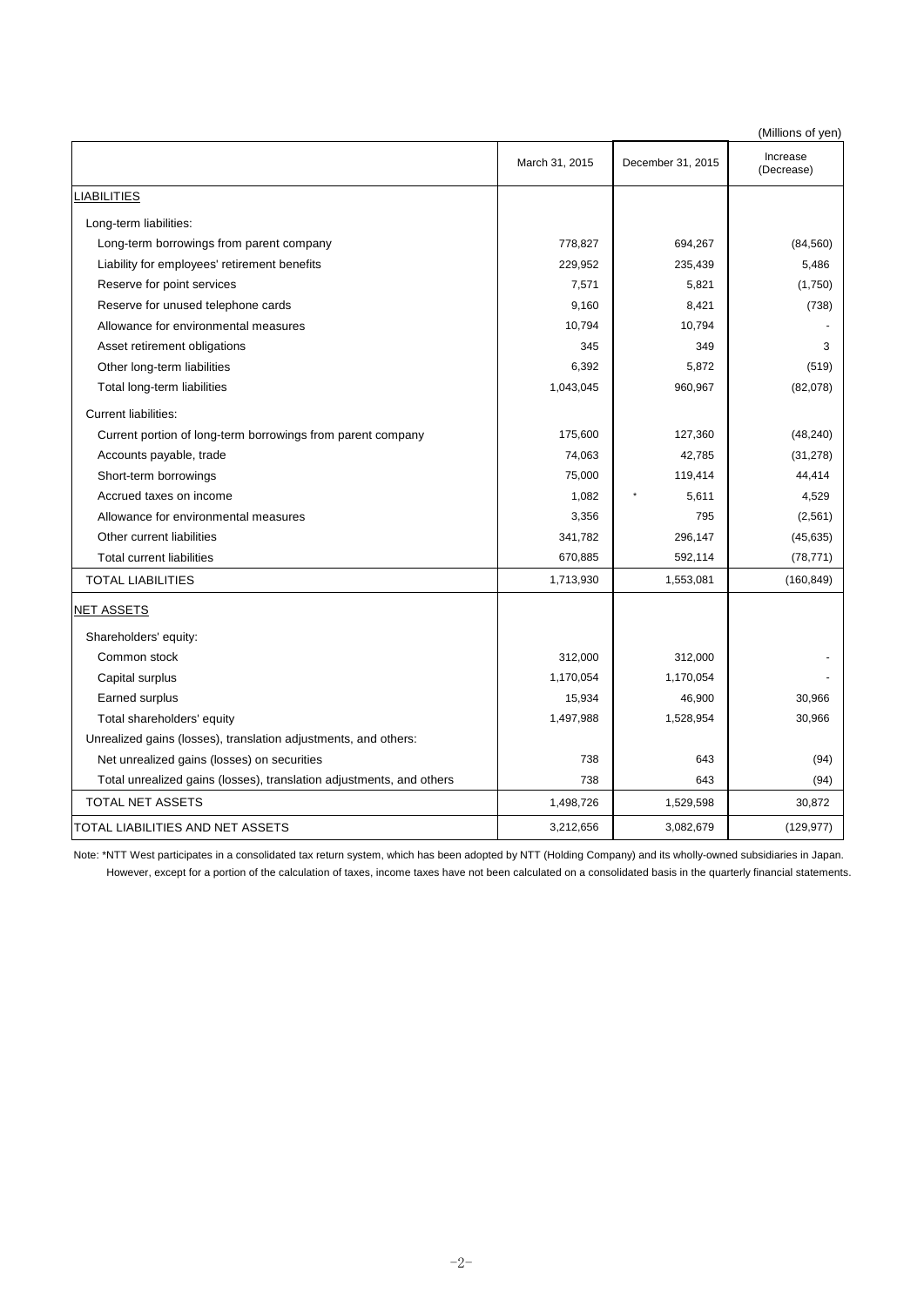(Millions of yen)

| | March 31, 2015 | December 31, 2015 | Increase (Decrease) |
|---|---|---|---|
| LIABILITIES | | | |
| Long-term liabilities: | | | |
| Long-term borrowings from parent company | 778,827 | 694,267 | (84,560) |
| Liability for employees' retirement benefits | 229,952 | 235,439 | 5,486 |
| Reserve for point services | 7,571 | 5,821 | (1,750) |
| Reserve for unused telephone cards | 9,160 | 8,421 | (738) |
| Allowance for environmental measures | 10,794 | 10,794 | - |
| Asset retirement obligations | 345 | 349 | 3 |
| Other long-term liabilities | 6,392 | 5,872 | (519) |
| Total long-term liabilities | 1,043,045 | 960,967 | (82,078) |
| Current liabilities: | | | |
| Current portion of long-term borrowings from parent company | 175,600 | 127,360 | (48,240) |
| Accounts payable, trade | 74,063 | 42,785 | (31,278) |
| Short-term borrowings | 75,000 | 119,414 | 44,414 |
| Accrued taxes on income | 1,082 | * 5,611 | 4,529 |
| Allowance for environmental measures | 3,356 | 795 | (2,561) |
| Other current liabilities | 341,782 | 296,147 | (45,635) |
| Total current liabilities | 670,885 | 592,114 | (78,771) |
| TOTAL LIABILITIES | 1,713,930 | 1,553,081 | (160,849) |
| NET ASSETS | | | |
| Shareholders' equity: | | | |
| Common stock | 312,000 | 312,000 | - |
| Capital surplus | 1,170,054 | 1,170,054 | - |
| Earned surplus | 15,934 | 46,900 | 30,966 |
| Total shareholders' equity | 1,497,988 | 1,528,954 | 30,966 |
| Unrealized gains (losses), translation adjustments, and others: | | | |
| Net unrealized gains (losses) on securities | 738 | 643 | (94) |
| Total unrealized gains (losses), translation adjustments, and others | 738 | 643 | (94) |
| TOTAL NET ASSETS | 1,498,726 | 1,529,598 | 30,872 |
| TOTAL LIABILITIES AND NET ASSETS | 3,212,656 | 3,082,679 | (129,977) |

Note: *NTT West participates in a consolidated tax return system, which has been adopted by NTT (Holding Company) and its wholly-owned subsidiaries in Japan. However, except for a portion of the calculation of taxes, income taxes have not been calculated on a consolidated basis in the quarterly financial statements.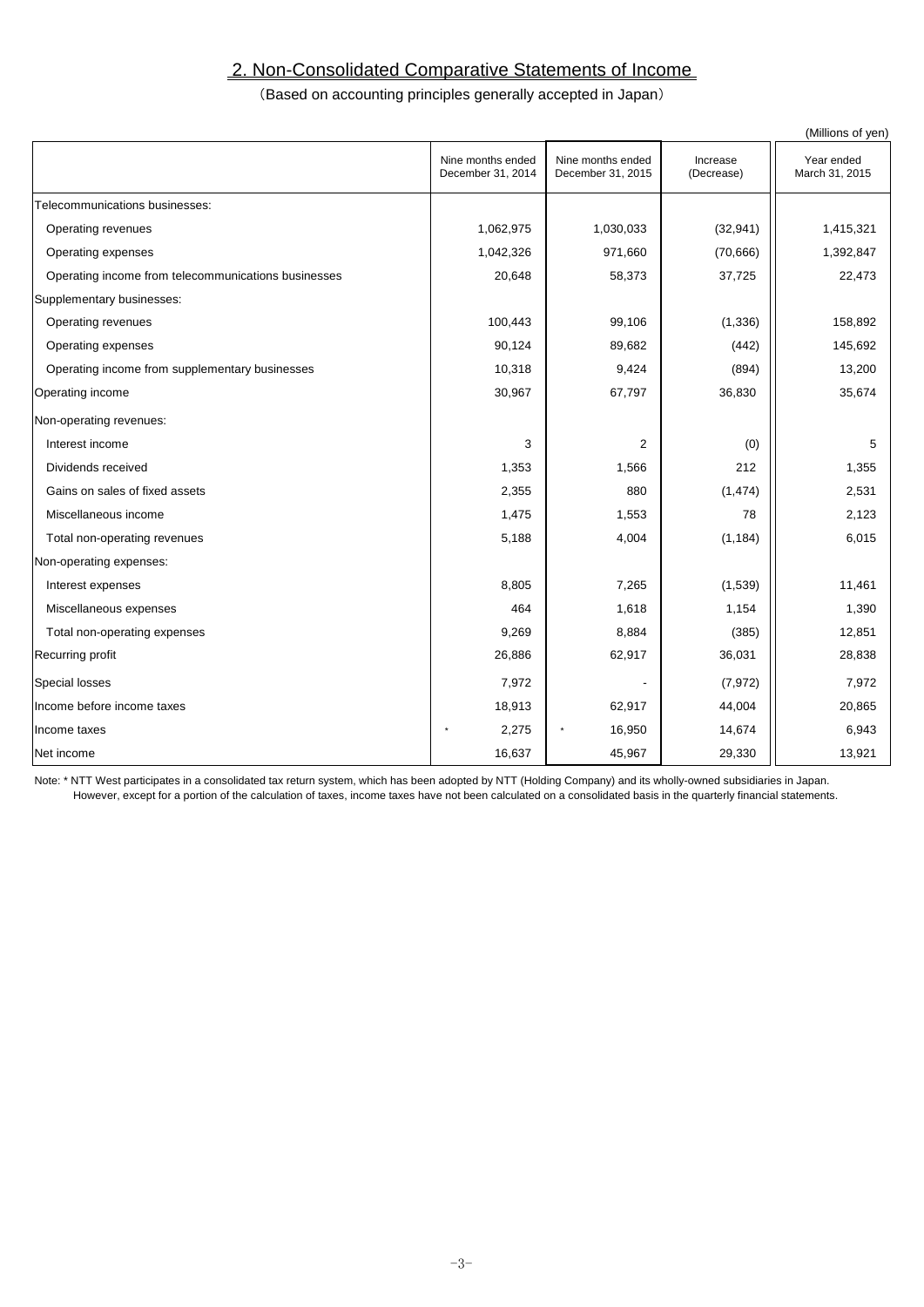## 2. Non-Consolidated Comparative Statements of Income

(Based on accounting principles generally accepted in Japan)

(Millions of yen)

| | Nine months ended December 31, 2014 | Nine months ended December 31, 2015 | Increase (Decrease) | Year ended March 31, 2015 |
|---|---|---|---|---|
| Telecommunications businesses: | | | | |
| Operating revenues | 1,062,975 | 1,030,033 | (32,941) | 1,415,321 |
| Operating expenses | 1,042,326 | 971,660 | (70,666) | 1,392,847 |
| Operating income from telecommunications businesses | 20,648 | 58,373 | 37,725 | 22,473 |
| Supplementary businesses: | | | | |
| Operating revenues | 100,443 | 99,106 | (1,336) | 158,892 |
| Operating expenses | 90,124 | 89,682 | (442) | 145,692 |
| Operating income from supplementary businesses | 10,318 | 9,424 | (894) | 13,200 |
| Operating income | 30,967 | 67,797 | 36,830 | 35,674 |
| Non-operating revenues: | | | | |
| Interest income | 3 | 2 | (0) | 5 |
| Dividends received | 1,353 | 1,566 | 212 | 1,355 |
| Gains on sales of fixed assets | 2,355 | 880 | (1,474) | 2,531 |
| Miscellaneous income | 1,475 | 1,553 | 78 | 2,123 |
| Total non-operating revenues | 5,188 | 4,004 | (1,184) | 6,015 |
| Non-operating expenses: | | | | |
| Interest expenses | 8,805 | 7,265 | (1,539) | 11,461 |
| Miscellaneous expenses | 464 | 1,618 | 1,154 | 1,390 |
| Total non-operating expenses | 9,269 | 8,884 | (385) | 12,851 |
| Recurring profit | 26,886 | 62,917 | 36,031 | 28,838 |
| Special losses | 7,972 | - | (7,972) | 7,972 |
| Income before income taxes | 18,913 | 62,917 | 44,004 | 20,865 |
| Income taxes | * 2,275 | * 16,950 | 14,674 | 6,943 |
| Net income | 16,637 | 45,967 | 29,330 | 13,921 |

Note: * NTT West participates in a consolidated tax return system, which has been adopted by NTT (Holding Company) and its wholly-owned subsidiaries in Japan. However, except for a portion of the calculation of taxes, income taxes have not been calculated on a consolidated basis in the quarterly financial statements.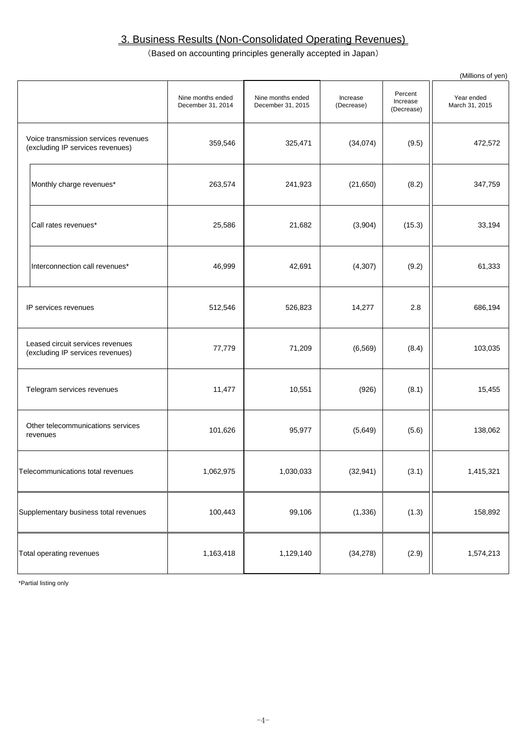# 3. Business Results (Non-Consolidated Operating Revenues)

（Based on accounting principles generally accepted in Japan）

(Millions of yen)

| | Nine months ended December 31, 2014 | Nine months ended December 31, 2015 | Increase (Decrease) | Percent Increase (Decrease) | Year ended March 31, 2015 |
|---|---|---|---|---|---|
| Voice transmission services revenues (excluding IP services revenues) | 359,546 | 325,471 | (34,074) | (9.5) | 472,572 |
| Monthly charge revenues* | 263,574 | 241,923 | (21,650) | (8.2) | 347,759 |
| Call rates revenues* | 25,586 | 21,682 | (3,904) | (15.3) | 33,194 |
| Interconnection call revenues* | 46,999 | 42,691 | (4,307) | (9.2) | 61,333 |
| IP services revenues | 512,546 | 526,823 | 14,277 | 2.8 | 686,194 |
| Leased circuit services revenues (excluding IP services revenues) | 77,779 | 71,209 | (6,569) | (8.4) | 103,035 |
| Telegram services revenues | 11,477 | 10,551 | (926) | (8.1) | 15,455 |
| Other telecommunications services revenues | 101,626 | 95,977 | (5,649) | (5.6) | 138,062 |
| Telecommunications total revenues | 1,062,975 | 1,030,033 | (32,941) | (3.1) | 1,415,321 |
| Supplementary business total revenues | 100,443 | 99,106 | (1,336) | (1.3) | 158,892 |
| Total operating revenues | 1,163,418 | 1,129,140 | (34,278) | (2.9) | 1,574,213 |

*Partial listing only